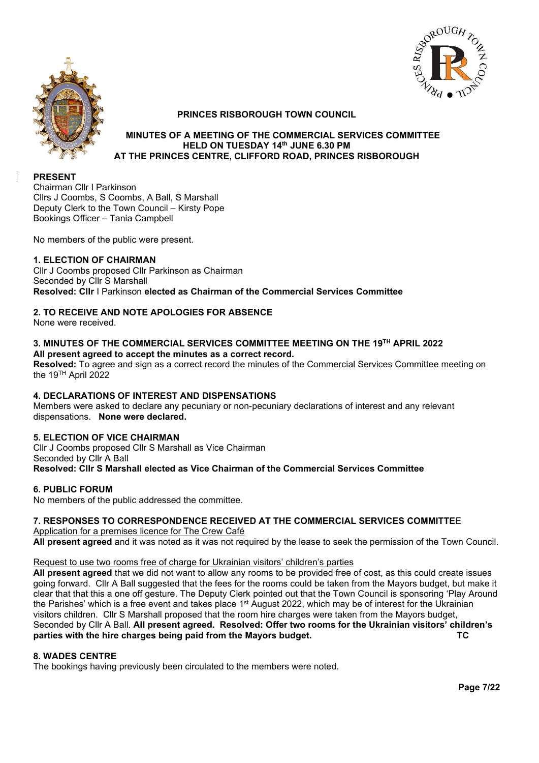# PRINCES RISBOROUGH TOWN COUNCIL

## MINUTES OF A MEETING OF THE COMMERCIAL SERVICES COMMITTEE HELD ON TUESDAY 14th JUNE 6.30 PM AT THE PRINCES CENTRE, CLIFFORD ROAD, PRINCES RISBOROUGH

**PRESENT**

Chairman Cllr I Parkinson
Cllrs J Coombs, S Coombs, A Ball, S Marshall
Deputy Clerk to the Town Council – Kirsty Pope
Bookings Officer – Tania Campbell

No members of the public were present.

**1. ELECTION OF CHAIRMAN**

Cllr J Coombs proposed Cllr Parkinson as Chairman
Seconded by Cllr S Marshall
**Resolved: Cllr** I Parkinson **elected as Chairman of the Commercial Services Committee**

**2. TO RECEIVE AND NOTE APOLOGIES FOR ABSENCE**

None were received.

**3. MINUTES OF THE COMMERCIAL SERVICES COMMITTEE MEETING ON THE 19TH APRIL 2022**

**All present agreed to accept the minutes as a correct record.**

**Resolved:** To agree and sign as a correct record the minutes of the Commercial Services Committee meeting on the 19TH April 2022

**4. DECLARATIONS OF INTEREST AND DISPENSATIONS**

Members were asked to declare any pecuniary or non-pecuniary declarations of interest and any relevant dispensations. **None were declared.**

**5. ELECTION OF VICE CHAIRMAN**

Cllr J Coombs proposed Cllr S Marshall as Vice Chairman
Seconded by Cllr A Ball
**Resolved: Cllr S Marshall elected as Vice Chairman of the Commercial Services Committee**

**6. PUBLIC FORUM**

No members of the public addressed the committee.

**7. RESPONSES TO CORRESPONDENCE RECEIVED AT THE COMMERCIAL SERVICES COMMITTEE**

Application for a premises licence for The Crew Café

**All present agreed** and it was noted as it was not required by the lease to seek the permission of the Town Council.

Request to use two rooms free of charge for Ukrainian visitors' children's parties

**All present agreed** that we did not want to allow any rooms to be provided free of cost, as this could create issues going forward. Cllr A Ball suggested that the fees for the rooms could be taken from the Mayors budget, but make it clear that that this a one off gesture. The Deputy Clerk pointed out that the Town Council is sponsoring 'Play Around the Parishes' which is a free event and takes place 1st August 2022, which may be of interest for the Ukrainian visitors children. Cllr S Marshall proposed that the room hire charges were taken from the Mayors budget, Seconded by Cllr A Ball. **All present agreed. Resolved: Offer two rooms for the Ukrainian visitors' children's parties with the hire charges being paid from the Mayors budget.** **TC**

**8. WADES CENTRE**

The bookings having previously been circulated to the members were noted.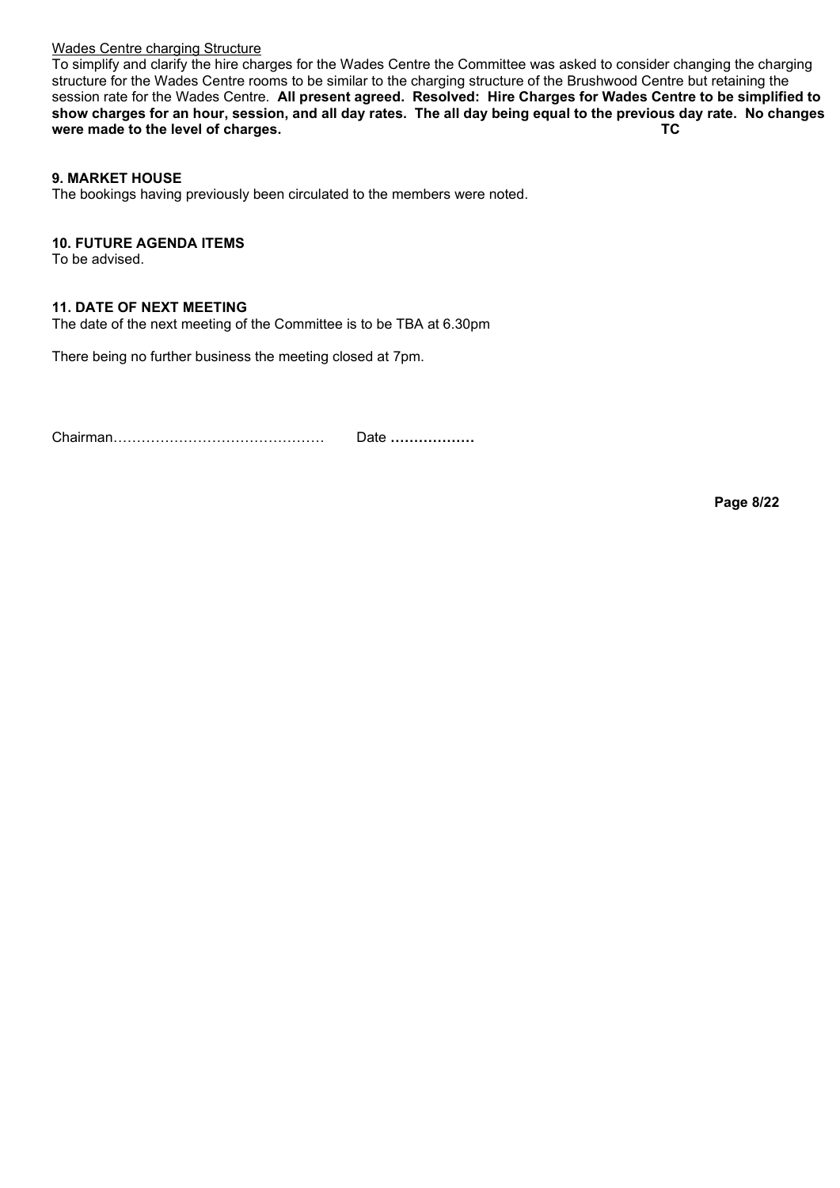Wades Centre charging Structure

To simplify and clarify the hire charges for the Wades Centre the Committee was asked to consider changing the charging structure for the Wades Centre rooms to be similar to the charging structure of the Brushwood Centre but retaining the session rate for the Wades Centre. **All present agreed. Resolved: Hire Charges for Wades Centre to be simplified to show charges for an hour, session, and all day rates. The all day being equal to the previous day rate. No changes were made to the level of charges.** **TC**

**9. MARKET HOUSE**

The bookings having previously been circulated to the members were noted.

**10. FUTURE AGENDA ITEMS**

To be advised.

**11. DATE OF NEXT MEETING**

The date of the next meeting of the Committee is to be TBA at 6.30pm

There being no further business the meeting closed at 7pm.

Chairman……………………………………… Date **………………**